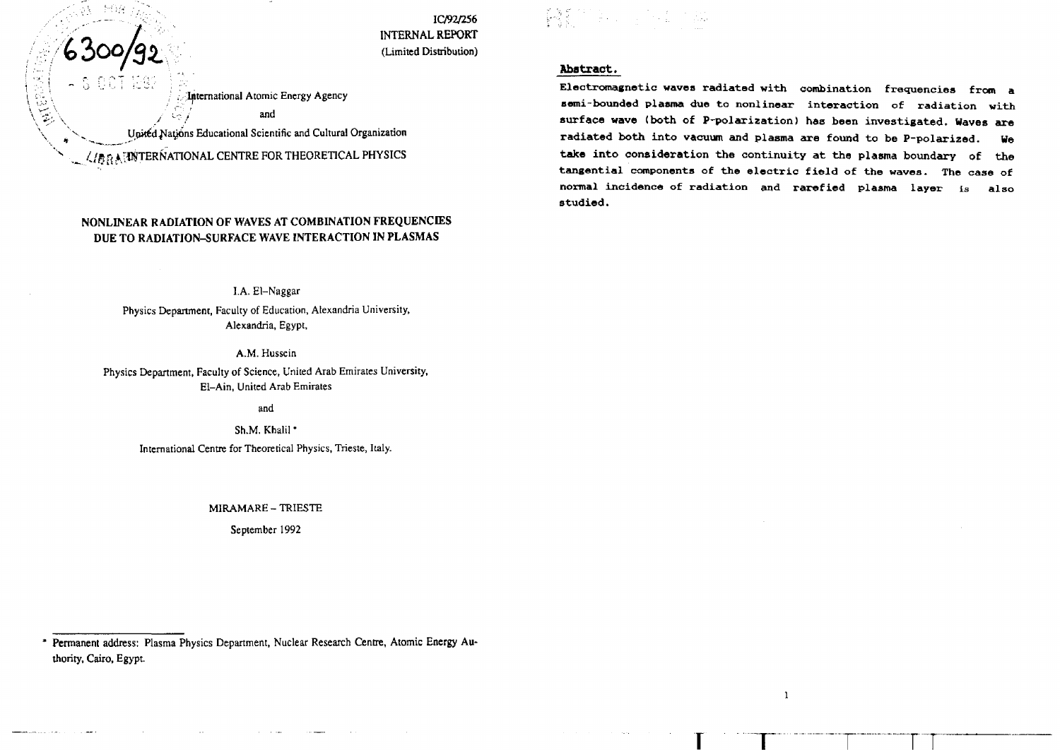IC/92/256
INTERNAL REPORT
(Limited Distribution)

International Atomic Energy Agency
and
United Nations Educational Scientific and Cultural Organization
INTERNATIONAL CENTRE FOR THEORETICAL PHYSICS

# NONLINEAR RADIATION OF WAVES AT COMBINATION FREQUENCIES DUE TO RADIATION–SURFACE WAVE INTERACTION IN PLASMAS

I.A. El–Naggar

Physics Department, Faculty of Education, Alexandria University, Alexandria, Egypt,

A.M. Hussein

Physics Department, Faculty of Science, United Arab Emirates University, El–Ain, United Arab Emirates

and

Sh.M. Khalil *

International Centre for Theoretical Physics, Trieste, Italy.

MIRAMARE – TRIESTE

September 1992

* Permanent address: Plasma Physics Department, Nuclear Research Centre, Atomic Energy Authority, Cairo, Egypt.

## Abstract.

Electromagnetic waves radiated with combination frequencies from a semi-bounded plasma due to nonlinear interaction of radiation with surface wave (both of P-polarization) has been investigated. Waves are radiated both into vacuum and plasma are found to be P-polarized. We take into consideration the continuity at the plasma boundary of the tangential components of the electric field of the waves. The case of normal incidence of radiation and rarefied plasma layer is also studied.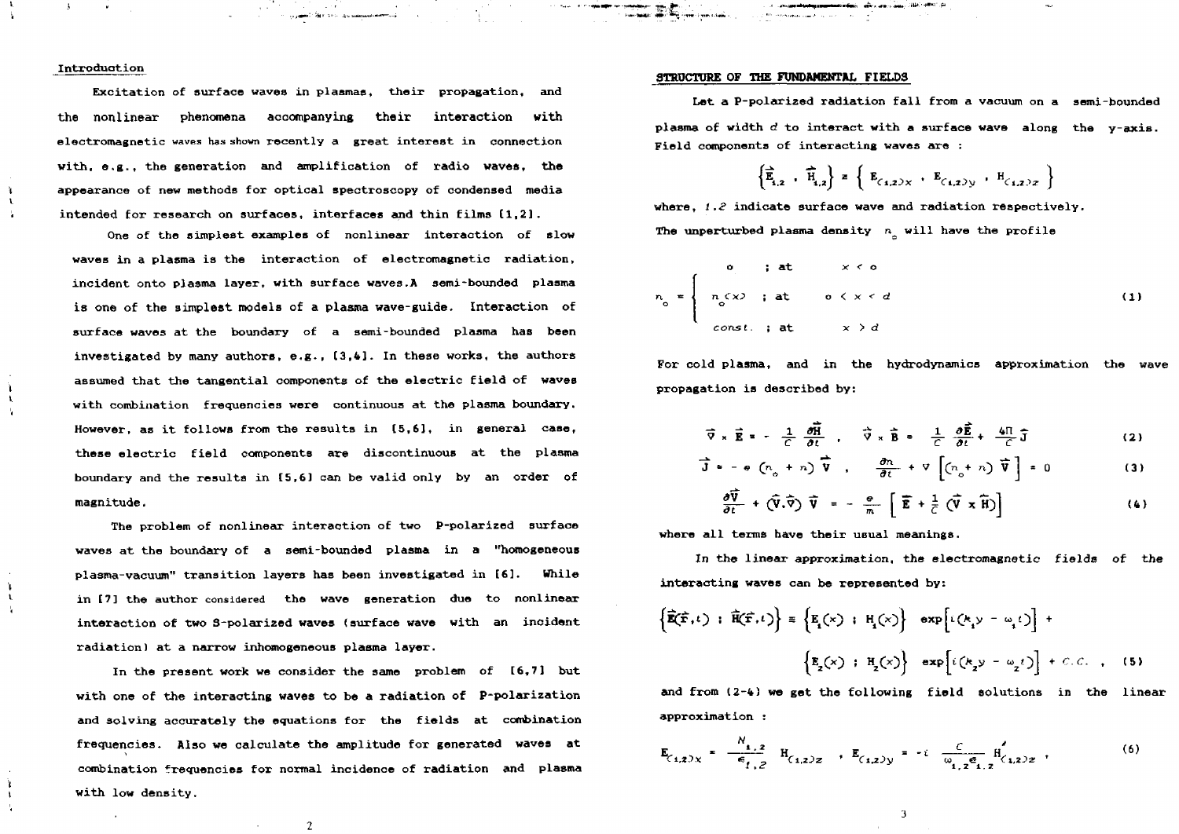## Introduction

Excitation of surface waves in plasmas, their propagation, and the nonlinear phenomena accompanying their interaction with electromagnetic waves has shown recently a great interest in connection with, e.g., the generation and amplification of radio waves, the appearance of new methods for optical spectroscopy of condensed media intended for research on surfaces, interfaces and thin films [1,2].

One of the simplest examples of nonlinear interaction of slow waves in a plasma is the interaction of electromagnetic radiation, incident onto plasma layer, with surface waves. A semi-bounded plasma is one of the simplest models of a plasma wave-guide. Interaction of surface waves at the boundary of a semi-bounded plasma has been investigated by many authors, e.g., [3,4]. In these works, the authors assumed that the tangential components of the electric field of waves with combination frequencies were continuous at the plasma boundary. However, as it follows from the results in [5,6], in general case, these electric field components are discontinuous at the plasma boundary and the results in [5,6] can be valid only by an order of magnitude.

The problem of nonlinear interaction of two P-polarized surface waves at the boundary of a semi-bounded plasma in a "homogeneous plasma-vacuum" transition layers has been investigated in [6]. While in [7] the author considered the wave generation due to nonlinear interaction of two S-polarized waves (surface wave with an incident radiation) at a narrow inhomogeneous plasma layer.

In the present work we consider the same problem of [6,7] but with one of the interacting waves to be a radiation of P-polarization and solving accurately the equations for the fields at combination frequencies. Also we calculate the amplitude for generated waves at combination frequencies for normal incidence of radiation and plasma with low density.

## STRUCTURE OF THE FUNDAMENTAL FIELDS

Let a P-polarized radiation fall from a vacuum on a semi-bounded plasma of width $d$ to interact with a surface wave along the y-axis. Field components of interacting waves are :

$$\left\{ \vec{E}_{1,2} \, , \, \vec{H}_{1,2} \right\} \equiv \left\{ E_{(1,2)x} \, , \, E_{(1,2)y} \, , \, H_{(1,2)z} \right\}$$

where, $1,2$ indicate surface wave and radiation respectively.

The unperturbed plasma density $n_o$ will have the profile

$$n_o = \begin{cases} o & ; \text{ at } \quad x < o \\ n_o(x) & ; \text{ at } \quad o < x < d \\ const. & ; \text{ at } \quad x > d \end{cases} \tag{1}$$

For cold plasma, and in the hydrodynamics approximation the wave propagation is described by:

$$\vec{\nabla} \times \vec{E} = - \frac{1}{c} \frac{\partial \vec{H}}{\partial t} \; , \quad \vec{\nabla} \times \vec{B} = \frac{1}{c} \frac{\partial \vec{E}}{\partial t} + \frac{4\Pi}{c} \vec{J} \tag{2}$$

$$\vec{J} = - e \left( n_o + n \right) \vec{V} \; , \quad \frac{\partial n}{\partial t} + \nabla \left[ \left( n_o + n \right) \vec{V} \right] = 0 \tag{3}$$

$$\frac{\partial \vec{V}}{\partial t} + \left( \vec{V} . \vec{\nabla} \right) \vec{V} = - \frac{e}{m} \left[ \vec{E} + \frac{1}{c} \left( \vec{V} \times \vec{H} \right) \right] \tag{4}$$

where all terms have their usual meanings.

In the linear approximation, the electromagnetic fields of the interacting waves can be represented by:

$$\left\{ \vec{E}(\vec{r},t) \; ; \; \vec{H}(\vec{r},t) \right\} \equiv \left\{ E_1(x) \; ; \; H_1(x) \right\} \exp\left[ i \left( k_1 y - \omega_1 t \right) \right] + \left\{ E_2(x) \; ; \; H_2(x) \right\} \exp\left[ i \left( k_2 y - \omega_2 t \right) \right] + C.C. \; , \tag{5}$$

and from (2-4) we get the following field solutions in the linear approximation :

$$E_{(1,2)x} = \frac{N_{1,2}}{\epsilon_{1,2}} H_{(1,2)z} \; , \quad E_{(1,2)y} = - i \, \frac{c}{\omega_{1,2} \epsilon_{1,2}} H'_{(1,2)z} \; , \tag{6}$$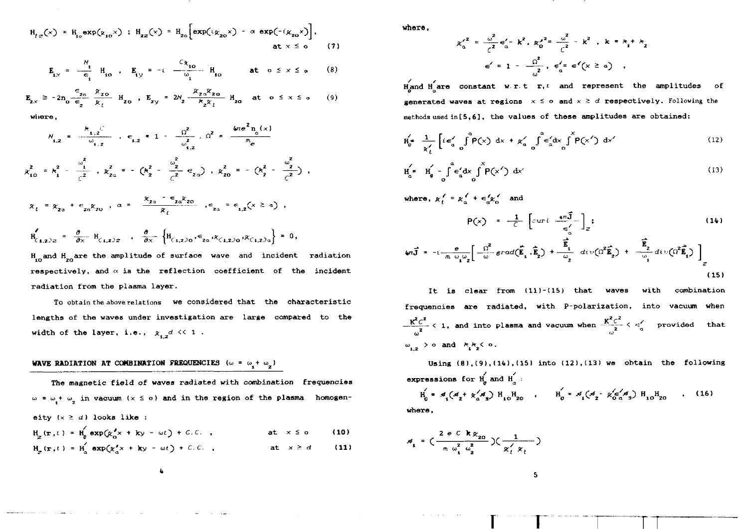$$H_{1z}(x) = H_{1o}\exp(\varkappa_{1o}x) \; ; \; H_{2z}(x) = H_{2o}\Big[\exp(i\varkappa_{2o}x) - \alpha\exp(-i\varkappa_{2o}x)\Big], \qquad \text{at } x \le o \tag{7}$$

$$E_{1x} = \frac{N_1}{\epsilon_1} H_{1o} \; , \quad E_{1y} = -i\,\frac{c\varkappa_{1o}}{\omega_1} H_{1o} \qquad \text{at } o \le x \le a \tag{8}$$

$$E_{2x} \cong -2n_o \frac{\epsilon_{2a}}{\epsilon_2}\frac{\varkappa_{2o}}{\varkappa_t} H_{2o} \; , \quad E_{2y} = 2N_2 \frac{\varkappa_{2a}\varkappa_{2o}}{k_2\varkappa_t} H_{2o} \quad \text{at } o \le x \le a \tag{9}$$

where,

$$N_{1,2} = \frac{k_{1,2}c}{\omega_{1,2}} \; , \quad \epsilon_{1,2} = 1 - \frac{\Omega^2}{\omega_{1,2}^2} \; , \quad \Omega^2 = \frac{4\pi e^2 n_o(x)}{m_e}$$

$$\varkappa_{1o}^2 = k_1^2 - \frac{\omega_1^2}{c^2} \; , \quad \varkappa_{2a}^2 = -\Big(k_2^2 - \frac{\omega_2^2}{c^2}\epsilon_{2a}\Big) \; , \quad \varkappa_{2o}^2 = -\Big(k_2^2 - \frac{\omega_2^2}{c^2}\Big) \; ,$$

$$\varkappa_t = \varkappa_{2a} + \epsilon_{2a}\varkappa_{2o} \; , \quad \alpha = \frac{\varkappa_{2a} - \epsilon_{2a}\varkappa_{2o}}{\varkappa_t} \; , \quad \epsilon_{2a} = \epsilon_{1,2}(x \ge a) \; ,$$

$$H'_{(1,2)z} = \frac{\partial}{\partial x} H_{(1,2)z} \; , \quad \frac{\partial}{\partial x}\Big\{H_{(1,2)o}, \epsilon_{2a}, \varkappa_{(1,2)o}, \varkappa_{(1,2)a}\Big\} = 0,$$

$H_{1o}$ and $H_{2o}$ are the amplitude of surface wave and incident radiation respectively, and $\alpha$ is the reflection coefficient of the incident radiation from the plasma layer.

To obtain the above relations we considered that the characteristic lengths of the waves under investigation are large compared to the width of the layer, i.e., $\varkappa_{1,2}d \ll 1$ .

## WAVE RADIATION AT COMBINATION FREQUENCIES $(\omega = \omega_1 + \omega_2)$

The magnetic field of waves radiated with combination frequencies $\omega = \omega_1 + \omega_2$ in vacuum $(x \le o)$ and in the region of the plasma homogeneity $(x \ge d)$ looks like :

$$H_z(\mathbf{r},t) = H'_o \exp(\varkappa'_o x + ky - \omega t) + C.C. \; , \qquad \text{at } x \le o \tag{10}$$

$$H_z(\mathbf{r},t) = H'_a \exp(\varkappa'_a x + ky - \omega t) + C.C. \; , \qquad \text{at } x \ge d \tag{11}$$

where,

$$\varkappa_a'^2 = \frac{\omega^2}{c^2}\epsilon'_a - k^2 , \; \varkappa_o'^2 = \frac{\omega^2}{c^2} - k^2 \; , \; k = k_1 + k_2$$

$$\epsilon' = 1 - \frac{\Omega^2}{\omega^2} \; , \; \epsilon'_a = \epsilon'(x \ge a) \; ,$$

$H'_o$ and $H'_a$ are constant w.r.t $\mathbf{r}, t$ and represent the amplitudes of generated waves at regions $x \le o$ and $x \ge d$ respectively. Following the methods used in [5,6], the values of these amplitudes are obtained:

$$H'_o = \frac{1}{\varkappa'_t}\Big[i\epsilon'_a \int_o^a P(x)\,dx + \varkappa'_a \int_o^a \epsilon'_a dx \int_o^x P(x')\,dx'\Big] \tag{12}$$

$$H'_a = H'_o - \int_o^a \epsilon'_a dx \int_o^x P(x')\,dx' \tag{13}$$

where, $\varkappa'_t = \varkappa'_a + \epsilon'_a\varkappa'_o$ and

$$P(x) = \frac{1}{C}\Big[curl\,\frac{4\pi\vec{J}}{\epsilon'_a}\Big]_z ; \tag{14}$$

$$4\pi\vec{J} = -i\frac{e}{m\,\omega_1\omega_2}\Big[\frac{\Omega^2}{\omega}grad(\vec{E}_1 . \vec{E}_2) + \frac{\vec{E}_1}{\omega_2}\,div(\Omega^2\vec{E}_2) + \frac{\vec{E}_2}{\omega_1}div(\Omega^2\vec{E}_1)\Big]_z \tag{15}$$

It is clear from (11)-(15) that waves with combination frequencies are radiated, with P-polarization, into vacuum when $\frac{K^2c^2}{\omega^2} < 1$, and into plasma and vacuum when $\frac{K^2c^2}{\omega^2} < \epsilon'_a$ provided that $\omega_{1,2} > o$ and $k_1k_2 < o$.

Using (8),(9),(14),(15) into (12),(13) we obtain the following expressions for $H'_o$ and $H'_a$ :

$$H'_o = \mathcal{A}_1(\mathcal{A}_2 + \varkappa'_a\mathcal{A}_3)\,H_{1o}H_{2o} \quad , \quad H'_a = \mathcal{A}_1(\mathcal{A}_2 - \varkappa'_o\epsilon'_a\mathcal{A}_3)\,H_{1o}H_{2o} \quad . \tag{16}$$

where,

$$\mathcal{A}_1 = \Big(\frac{2\,e\,C\,k\,\varkappa_{2o}}{m\,\omega_1^2\,\omega_2^2}\Big)\Big(\frac{1}{\varkappa'_t\,\varkappa_t}\Big)$$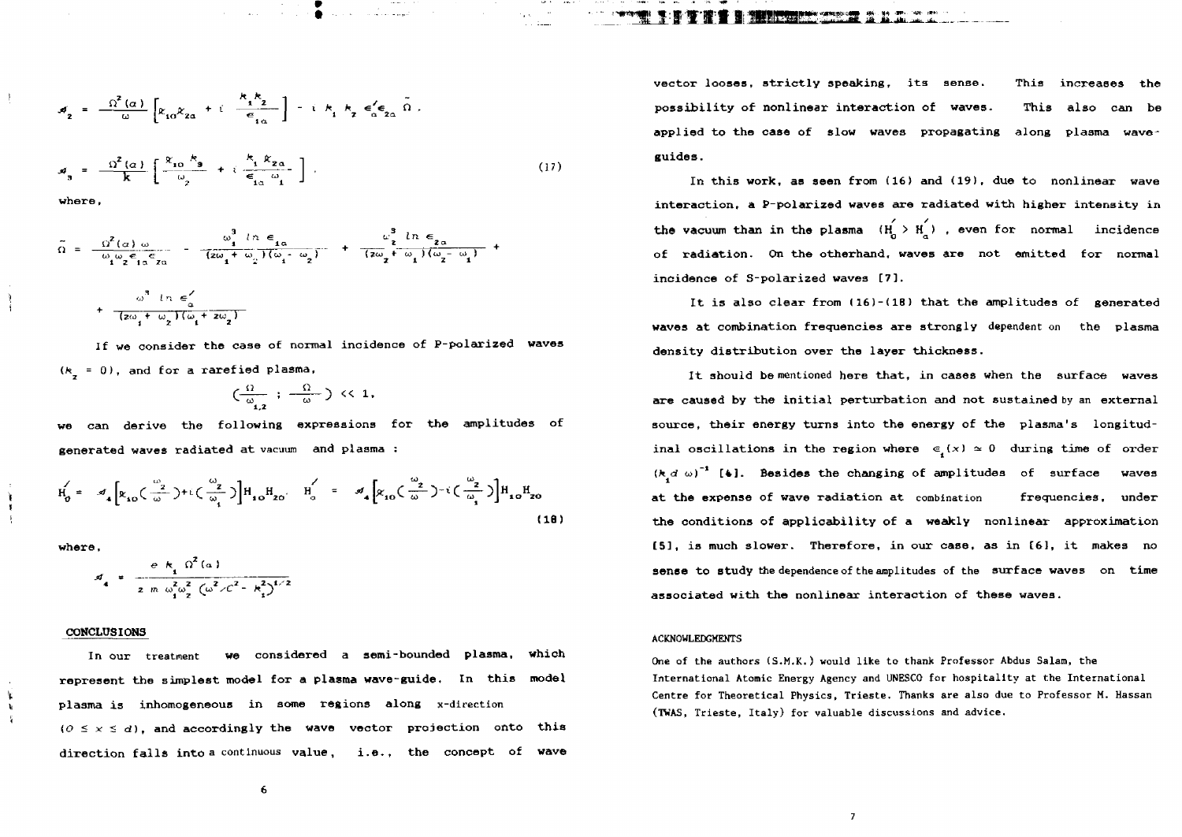$$\mathcal{A}_2 = \frac{\Omega^2(a)}{\omega}\left[\varkappa_{1a}\varkappa_{2a} + i\,\frac{k_1 k_z}{\epsilon_{1a}}\right] - i\,k_1\,k_z\,\epsilon_a'\epsilon_{2a}\,\tilde{\Omega}\,.$$

$$\mathcal{A}_3 = \frac{\Omega^2(a)}{k}\left[\frac{\varkappa_{1a}\,k_3}{\omega_2} + i\,\frac{k_1\,\varkappa_{2a}}{\epsilon_{1a}\,\omega_1}\right]. \tag{17}$$

where,

$$\tilde{\Omega} = \frac{\Omega^2(a)\,\omega}{\omega_1\omega_2\epsilon_{1a}\epsilon_{2a}} - \frac{\omega_1^3\,\ln\epsilon_{1a}}{(2\omega_1+\omega_2)(\omega_1-\omega_2)} + \frac{\omega_2^3\,\ln\epsilon_{2a}}{(2\omega_2+\omega_1)(\omega_2-\omega_1)} +$$

$$+\ \frac{\omega^3\,\ln\epsilon_a'}{(2\omega_1+\omega_2)(\omega_1+2\omega_2)}$$

If we consider the case of normal incidence of P-polarized waves ($k_z = 0$), and for a rarefied plasma,

$$\left(\frac{\Omega}{\omega_{1,2}}\ ;\ \frac{\Omega}{\omega}\right) \ll 1,$$

we can derive the following expressions for the amplitudes of generated waves radiated at vacuum and plasma :

$$H_0' = \mathcal{A}_4\left[\varkappa_{1o}\left(\frac{\omega_2}{\omega}\right)+i\left(\frac{\omega_2}{\omega_1}\right)\right]H_{1o}H_{2o},\quad H_a' = \mathcal{A}_4\left[\varkappa_{1o}\left(\frac{\omega_2}{\omega}\right)-i\left(\frac{\omega_2}{\omega_1}\right)\right]H_{1o}H_{2o} \tag{18}$$

where,

$$\mathcal{A}_4 = \frac{e\,k_1\,\Omega^2(a)}{2\,m\,\omega_1^2\omega_2^2\,(\omega^2/c^2 - k_1^2)^{1/2}}$$

## CONCLUSIONS

In our treatment we considered a semi-bounded plasma, which represent the simplest model for a plasma wave-guide. In this model plasma is inhomogeneous in some regions along x-direction ($0 \le x \le d$), and accordingly the wave vector projection onto this direction falls into a continuous value, i.e., the concept of wave vector looses, strictly speaking, its sense. This increases the possibility of nonlinear interaction of waves. This also can be applied to the case of slow waves propagating along plasma wave-guides.

In this work, as seen from (16) and (19), due to nonlinear wave interaction, a P-polarized waves are radiated with higher intensity in the vacuum than in the plasma ($H_0' > H_a'$), even for normal incidence of radiation. On the otherhand, waves are not emitted for normal incidence of S-polarized waves [7].

It is also clear from (16)-(18) that the amplitudes of generated waves at combination frequencies are strongly dependent on the plasma density distribution over the layer thickness.

It should be mentioned here that, in cases when the surface waves are caused by the initial perturbation and not sustained by an external source, their energy turns into the energy of the plasma's longitudinal oscillations in the region where $\epsilon_1(x) \simeq 0$ during time of order $(k_1 d\ \omega)^{-1}$ [4]. Besides the changing of amplitudes of surface waves at the expense of wave radiation at combination frequencies, under the conditions of applicability of a weakly nonlinear approximation [5], is much slower. Therefore, in our case, as in [6], it makes no sense to study the dependence of the amplitudes of the surface waves on time associated with the nonlinear interaction of these waves.

### ACKNOWLEDGMENTS

One of the authors (S.M.K.) would like to thank Professor Abdus Salam, the International Atomic Energy Agency and UNESCO for hospitality at the International Centre for Theoretical Physics, Trieste. Thanks are also due to Professor M. Hassan (TWAS, Trieste, Italy) for valuable discussions and advice.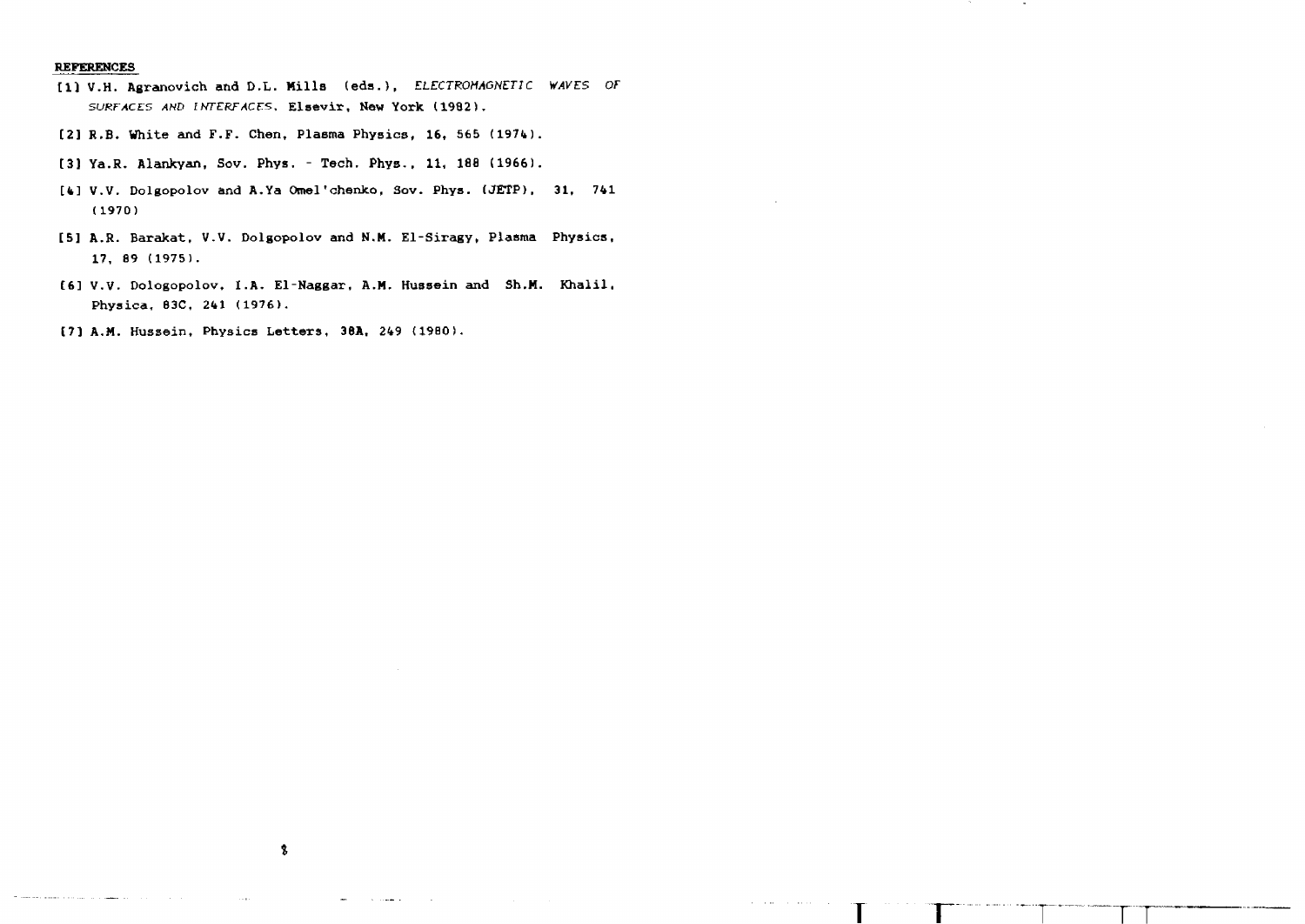## REFERENCES

[1] V.H. Agranovich and D.L. Mills (eds.), *ELECTROMAGNETIC WAVES OF SURFACES AND INTERFACES*, Elsevir, New York (1982).

[2] R.B. White and F.F. Chen, Plasma Physics, 16, 565 (1974).

[3] Ya.R. Alankyan, Sov. Phys. - Tech. Phys., 11, 188 (1966).

[4] V.V. Dolgopolov and A.Ya Omel'chenko, Sov. Phys. (JETP), 31, 741 (1970)

[5] A.R. Barakat, V.V. Dolgopolov and N.M. El-Siragy, Plasma Physics, 17, 89 (1975).

[6] V.V. Dologopolov, I.A. El-Naggar, A.M. Hussein and Sh.M. Khalil, Physica, 83C, 241 (1976).

[7] A.M. Hussein, Physics Letters, 38A, 249 (1980).